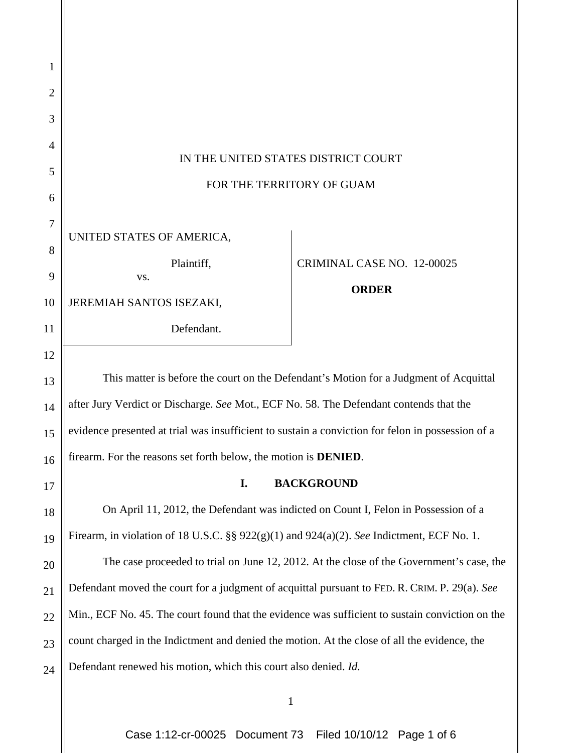IN THE UNITED STATES DISTRICT COURT

FOR THE TERRITORY OF GUAM

UNITED STATES OF AMERICA,

Plaintiff,

vs.

JEREMIAH SANTOS ISEZAKI,

Defendant.

CRIMINAL CASE NO. 12-00025

**ORDER**

This matter is before the court on the Defendant's Motion for a Judgment of Acquittal after Jury Verdict or Discharge. *See* Mot., ECF No. 58. The Defendant contends that the evidence presented at trial was insufficient to sustain a conviction for felon in possession of a firearm. For the reasons set forth below, the motion is **DENIED**.

## I. BACKGROUND

On April 11, 2012, the Defendant was indicted on Count I, Felon in Possession of a Firearm, in violation of 18 U.S.C. §§ 922(g)(1) and 924(a)(2). *See* Indictment, ECF No. 1.

The case proceeded to trial on June 12, 2012. At the close of the Government's case, the Defendant moved the court for a judgment of acquittal pursuant to FED. R. CRIM. P. 29(a). *See* Min., ECF No. 45. The court found that the evidence was sufficient to sustain conviction on the count charged in the Indictment and denied the motion. At the close of all the evidence, the Defendant renewed his motion, which this court also denied. *Id.*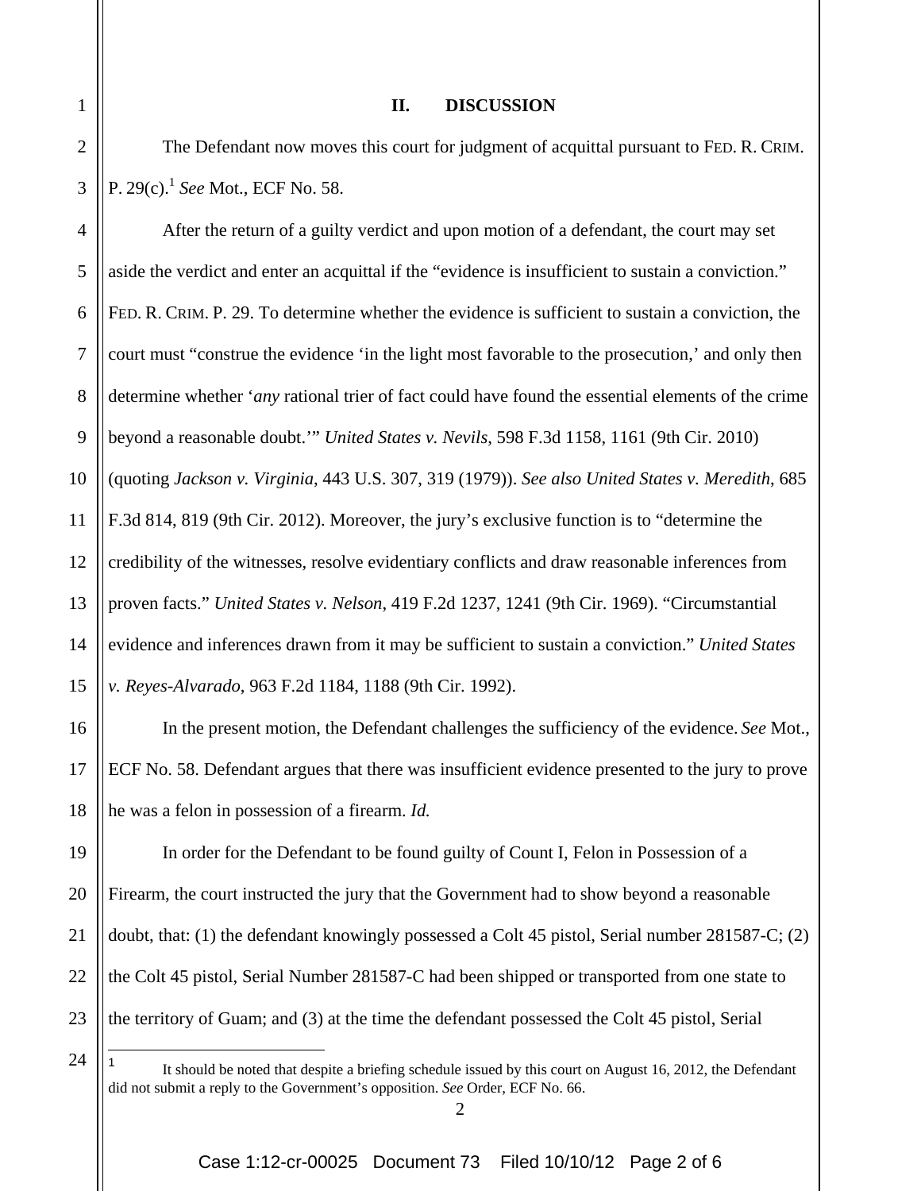## II. DISCUSSION

The Defendant now moves this court for judgment of acquittal pursuant to FED. R. CRIM. P. 29(c).[1] *See* Mot., ECF No. 58.

After the return of a guilty verdict and upon motion of a defendant, the court may set aside the verdict and enter an acquittal if the "evidence is insufficient to sustain a conviction." FED. R. CRIM. P. 29. To determine whether the evidence is sufficient to sustain a conviction, the court must "construe the evidence 'in the light most favorable to the prosecution,' and only then determine whether '*any* rational trier of fact could have found the essential elements of the crime beyond a reasonable doubt.'" *United States v. Nevils*, 598 F.3d 1158, 1161 (9th Cir. 2010) (quoting *Jackson v. Virginia*, 443 U.S. 307, 319 (1979)). *See also United States v. Meredith*, 685 F.3d 814, 819 (9th Cir. 2012). Moreover, the jury's exclusive function is to "determine the credibility of the witnesses, resolve evidentiary conflicts and draw reasonable inferences from proven facts." *United States v. Nelson*, 419 F.2d 1237, 1241 (9th Cir. 1969). "Circumstantial evidence and inferences drawn from it may be sufficient to sustain a conviction." *United States v. Reyes-Alvarado*, 963 F.2d 1184, 1188 (9th Cir. 1992).

In the present motion, the Defendant challenges the sufficiency of the evidence. *See* Mot., ECF No. 58. Defendant argues that there was insufficient evidence presented to the jury to prove he was a felon in possession of a firearm. *Id.*

In order for the Defendant to be found guilty of Count I, Felon in Possession of a Firearm, the court instructed the jury that the Government had to show beyond a reasonable doubt, that: (1) the defendant knowingly possessed a Colt 45 pistol, Serial number 281587-C; (2) the Colt 45 pistol, Serial Number 281587-C had been shipped or transported from one state to the territory of Guam; and (3) at the time the defendant possessed the Colt 45 pistol, Serial

---

[1] It should be noted that despite a briefing schedule issued by this court on August 16, 2012, the Defendant did not submit a reply to the Government's opposition. *See* Order, ECF No. 66.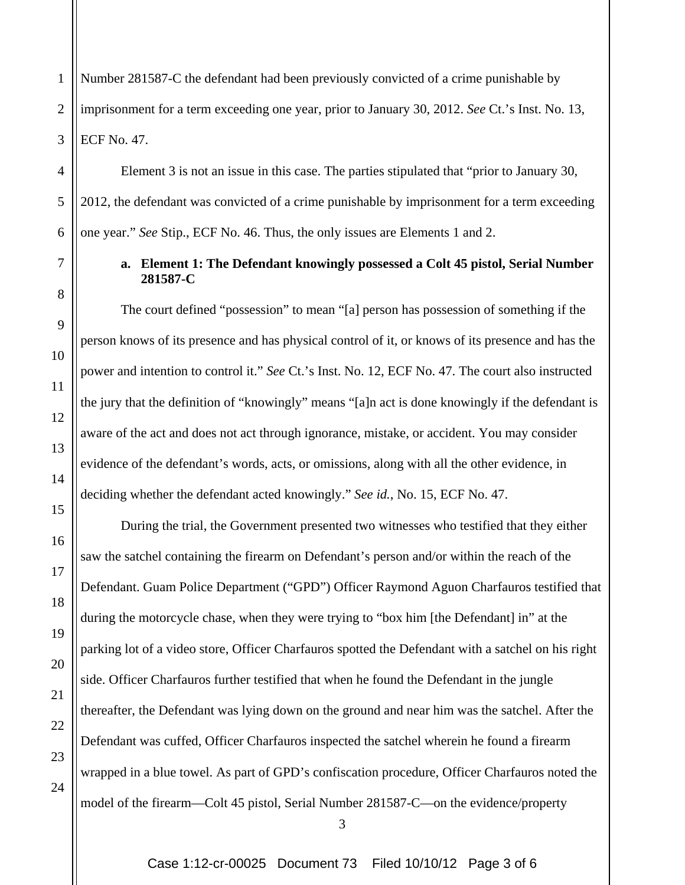Number 281587-C the defendant had been previously convicted of a crime punishable by imprisonment for a term exceeding one year, prior to January 30, 2012. *See* Ct.'s Inst. No. 13, ECF No. 47.

Element 3 is not an issue in this case. The parties stipulated that "prior to January 30, 2012, the defendant was convicted of a crime punishable by imprisonment for a term exceeding one year." *See* Stip., ECF No. 46. Thus, the only issues are Elements 1 and 2.

**a. Element 1: The Defendant knowingly possessed a Colt 45 pistol, Serial Number 281587-C**

The court defined "possession" to mean "[a] person has possession of something if the person knows of its presence and has physical control of it, or knows of its presence and has the power and intention to control it." *See* Ct.'s Inst. No. 12, ECF No. 47. The court also instructed the jury that the definition of "knowingly" means "[a]n act is done knowingly if the defendant is aware of the act and does not act through ignorance, mistake, or accident. You may consider evidence of the defendant's words, acts, or omissions, along with all the other evidence, in deciding whether the defendant acted knowingly." *See id.*, No. 15, ECF No. 47.

During the trial, the Government presented two witnesses who testified that they either saw the satchel containing the firearm on Defendant's person and/or within the reach of the Defendant. Guam Police Department ("GPD") Officer Raymond Aguon Charfauros testified that during the motorcycle chase, when they were trying to "box him [the Defendant] in" at the parking lot of a video store, Officer Charfauros spotted the Defendant with a satchel on his right side. Officer Charfauros further testified that when he found the Defendant in the jungle thereafter, the Defendant was lying down on the ground and near him was the satchel. After the Defendant was cuffed, Officer Charfauros inspected the satchel wherein he found a firearm wrapped in a blue towel. As part of GPD's confiscation procedure, Officer Charfauros noted the model of the firearm—Colt 45 pistol, Serial Number 281587-C—on the evidence/property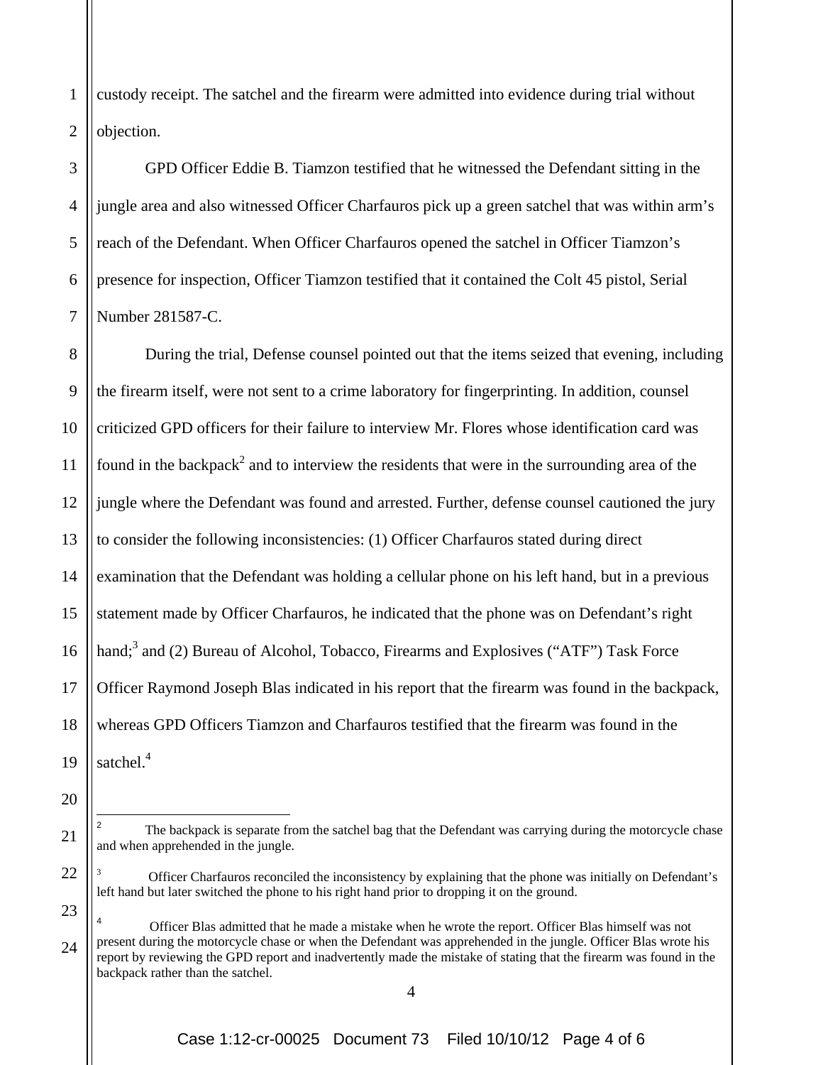custody receipt. The satchel and the firearm were admitted into evidence during trial without objection.

GPD Officer Eddie B. Tiamzon testified that he witnessed the Defendant sitting in the jungle area and also witnessed Officer Charfauros pick up a green satchel that was within arm's reach of the Defendant. When Officer Charfauros opened the satchel in Officer Tiamzon's presence for inspection, Officer Tiamzon testified that it contained the Colt 45 pistol, Serial Number 281587-C.

During the trial, Defense counsel pointed out that the items seized that evening, including the firearm itself, were not sent to a crime laboratory for fingerprinting. In addition, counsel criticized GPD officers for their failure to interview Mr. Flores whose identification card was found in the backpack[2] and to interview the residents that were in the surrounding area of the jungle where the Defendant was found and arrested. Further, defense counsel cautioned the jury to consider the following inconsistencies: (1) Officer Charfauros stated during direct examination that the Defendant was holding a cellular phone on his left hand, but in a previous statement made by Officer Charfauros, he indicated that the phone was on Defendant's right hand;[3] and (2) Bureau of Alcohol, Tobacco, Firearms and Explosives ("ATF") Task Force Officer Raymond Joseph Blas indicated in his report that the firearm was found in the backpack, whereas GPD Officers Tiamzon and Charfauros testified that the firearm was found in the satchel.[4]

---

[2] The backpack is separate from the satchel bag that the Defendant was carrying during the motorcycle chase and when apprehended in the jungle.

[3] Officer Charfauros reconciled the inconsistency by explaining that the phone was initially on Defendant's left hand but later switched the phone to his right hand prior to dropping it on the ground.

[4] Officer Blas admitted that he made a mistake when he wrote the report. Officer Blas himself was not present during the motorcycle chase or when the Defendant was apprehended in the jungle. Officer Blas wrote his report by reviewing the GPD report and inadvertently made the mistake of stating that the firearm was found in the backpack rather than the satchel.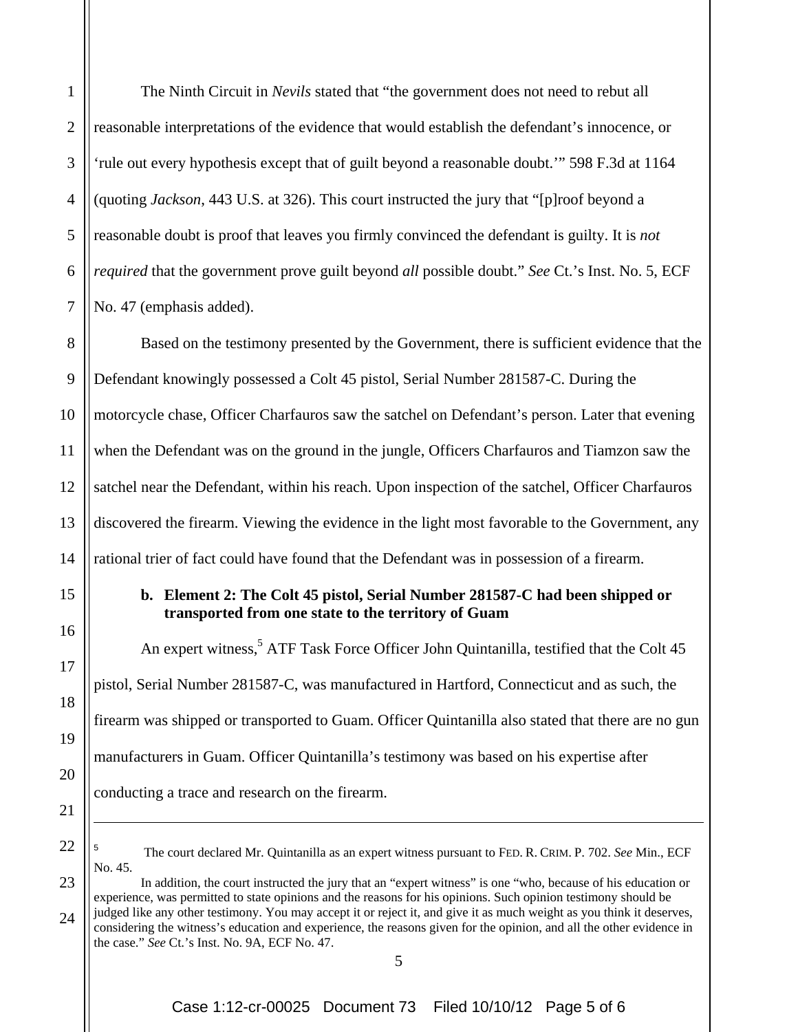The Ninth Circuit in *Nevils* stated that "the government does not need to rebut all reasonable interpretations of the evidence that would establish the defendant's innocence, or 'rule out every hypothesis except that of guilt beyond a reasonable doubt.'" 598 F.3d at 1164 (quoting *Jackson*, 443 U.S. at 326). This court instructed the jury that "[p]roof beyond a reasonable doubt is proof that leaves you firmly convinced the defendant is guilty. It is *not required* that the government prove guilt beyond *all* possible doubt." *See* Ct.'s Inst. No. 5, ECF No. 47 (emphasis added).

Based on the testimony presented by the Government, there is sufficient evidence that the Defendant knowingly possessed a Colt 45 pistol, Serial Number 281587-C. During the motorcycle chase, Officer Charfauros saw the satchel on Defendant's person. Later that evening when the Defendant was on the ground in the jungle, Officers Charfauros and Tiamzon saw the satchel near the Defendant, within his reach. Upon inspection of the satchel, Officer Charfauros discovered the firearm. Viewing the evidence in the light most favorable to the Government, any rational trier of fact could have found that the Defendant was in possession of a firearm.

**b. Element 2: The Colt 45 pistol, Serial Number 281587-C had been shipped or transported from one state to the territory of Guam**

An expert witness,[5] ATF Task Force Officer John Quintanilla, testified that the Colt 45 pistol, Serial Number 281587-C, was manufactured in Hartford, Connecticut and as such, the firearm was shipped or transported to Guam. Officer Quintanilla also stated that there are no gun manufacturers in Guam. Officer Quintanilla's testimony was based on his expertise after conducting a trace and research on the firearm.

---

[5] The court declared Mr. Quintanilla as an expert witness pursuant to FED. R. CRIM. P. 702. *See* Min., ECF No. 45.

In addition, the court instructed the jury that an "expert witness" is one "who, because of his education or experience, was permitted to state opinions and the reasons for his opinions. Such opinion testimony should be judged like any other testimony. You may accept it or reject it, and give it as much weight as you think it deserves, considering the witness's education and experience, the reasons given for the opinion, and all the other evidence in the case." *See* Ct.'s Inst. No. 9A, ECF No. 47.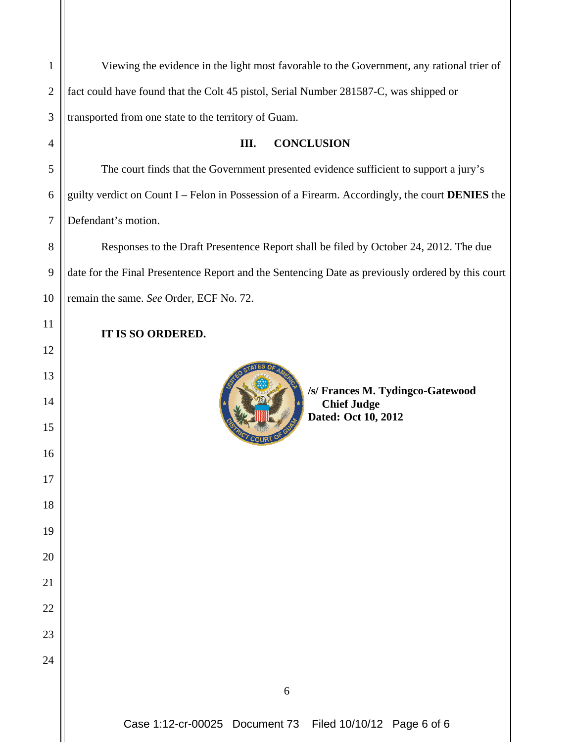Viewing the evidence in the light most favorable to the Government, any rational trier of fact could have found that the Colt 45 pistol, Serial Number 281587-C, was shipped or transported from one state to the territory of Guam.

## III. CONCLUSION

The court finds that the Government presented evidence sufficient to support a jury's guilty verdict on Count I – Felon in Possession of a Firearm. Accordingly, the court **DENIES** the Defendant's motion.

Responses to the Draft Presentence Report shall be filed by October 24, 2012. The due date for the Final Presentence Report and the Sentencing Date as previously ordered by this court remain the same. *See* Order, ECF No. 72.

**IT IS SO ORDERED.**

**/s/ Frances M. Tydingco-Gatewood**
**Chief Judge**
**Dated: Oct 10, 2012**